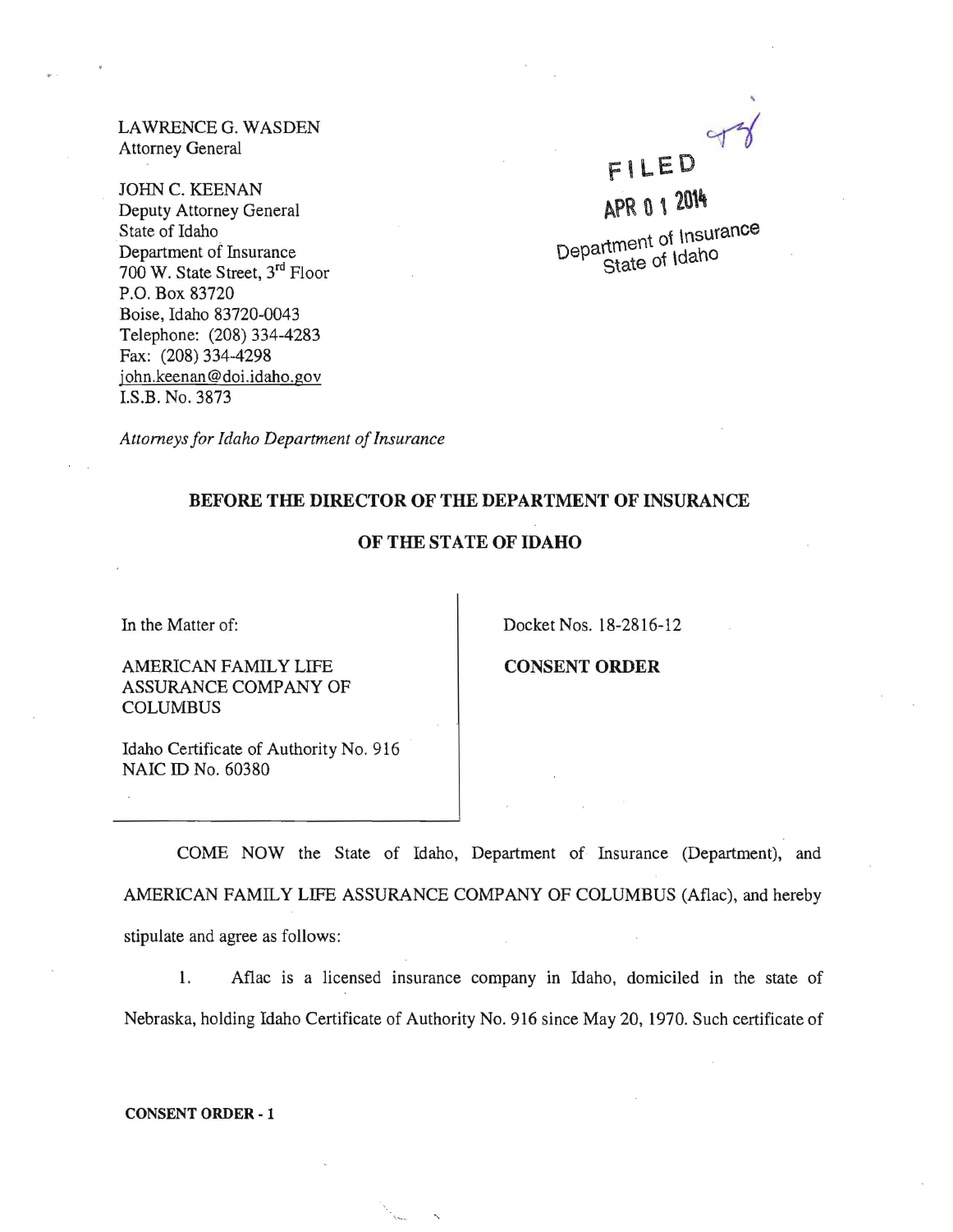LAWRENCE G. WASDEN
Attorney General

JOHN C. KEENAN
Deputy Attorney General
State of Idaho
Department of Insurance
700 W. State Street, 3rd Floor
P.O. Box 83720
Boise, Idaho 83720-0043
Telephone: (208) 334-4283
Fax: (208) 334-4298
john.keenan@doi.idaho.gov
I.S.B. No. 3873

FILED
APR 01 2014
Department of Insurance
State of Idaho

*Attorneys for Idaho Department of Insurance*

**BEFORE THE DIRECTOR OF THE DEPARTMENT OF INSURANCE**

**OF THE STATE OF IDAHO**

In the Matter of:

AMERICAN FAMILY LIFE ASSURANCE COMPANY OF COLUMBUS

Idaho Certificate of Authority No. 916
NAIC ID No. 60380

Docket Nos. 18-2816-12

**CONSENT ORDER**

COME NOW the State of Idaho, Department of Insurance (Department), and AMERICAN FAMILY LIFE ASSURANCE COMPANY OF COLUMBUS (Aflac), and hereby stipulate and agree as follows:

1. Aflac is a licensed insurance company in Idaho, domiciled in the state of Nebraska, holding Idaho Certificate of Authority No. 916 since May 20, 1970. Such certificate of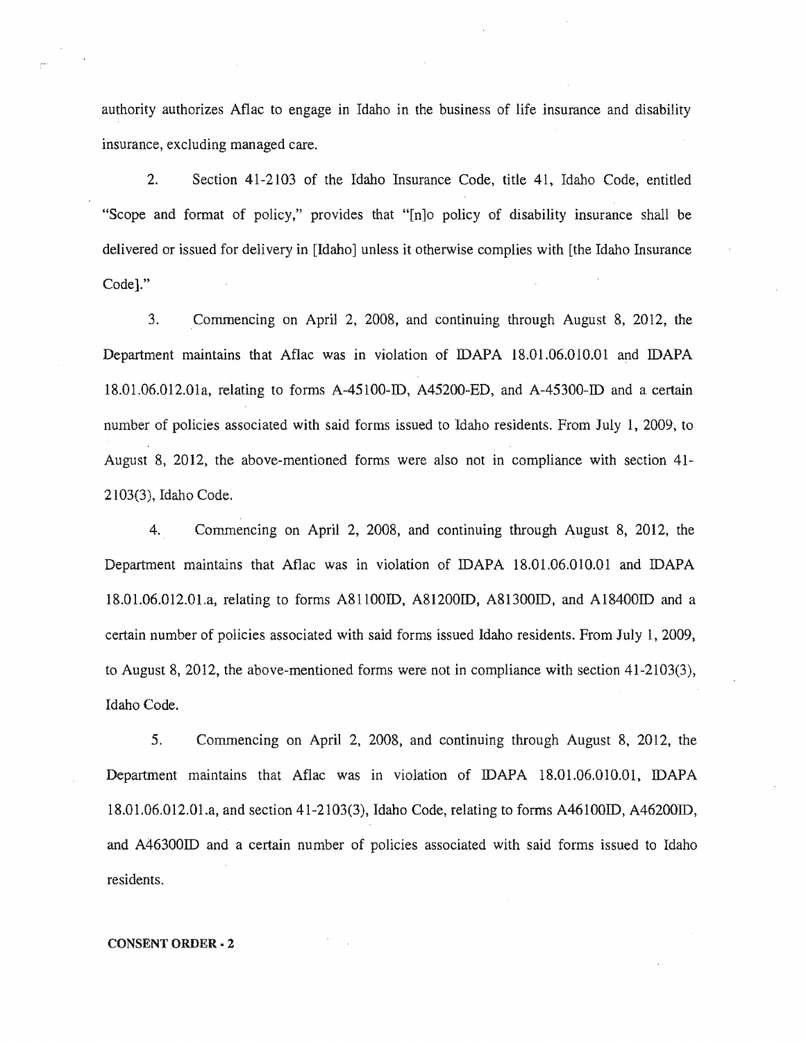authority authorizes Aflac to engage in Idaho in the business of life insurance and disability insurance, excluding managed care.

2. Section 41-2103 of the Idaho Insurance Code, title 41, Idaho Code, entitled "Scope and format of policy," provides that "[n]o policy of disability insurance shall be delivered or issued for delivery in [Idaho] unless it otherwise complies with [the Idaho Insurance Code]."

3. Commencing on April 2, 2008, and continuing through August 8, 2012, the Department maintains that Aflac was in violation of IDAPA 18.01.06.010.01 and IDAPA 18.01.06.012.01a, relating to forms A-45100-ID, A45200-ED, and A-45300-ID and a certain number of policies associated with said forms issued to Idaho residents. From July 1, 2009, to August 8, 2012, the above-mentioned forms were also not in compliance with section 41-2103(3), Idaho Code.

4. Commencing on April 2, 2008, and continuing through August 8, 2012, the Department maintains that Aflac was in violation of IDAPA 18.01.06.010.01 and IDAPA 18.01.06.012.01.a, relating to forms A81100ID, A81200ID, A81300ID, and A18400ID and a certain number of policies associated with said forms issued Idaho residents. From July 1, 2009, to August 8, 2012, the above-mentioned forms were not in compliance with section 41-2103(3), Idaho Code.

5. Commencing on April 2, 2008, and continuing through August 8, 2012, the Department maintains that Aflac was in violation of IDAPA 18.01.06.010.01, IDAPA 18.01.06.012.01.a, and section 41-2103(3), Idaho Code, relating to forms A46100ID, A46200ID, and A46300ID and a certain number of policies associated with said forms issued to Idaho residents.

**CONSENT ORDER - 2**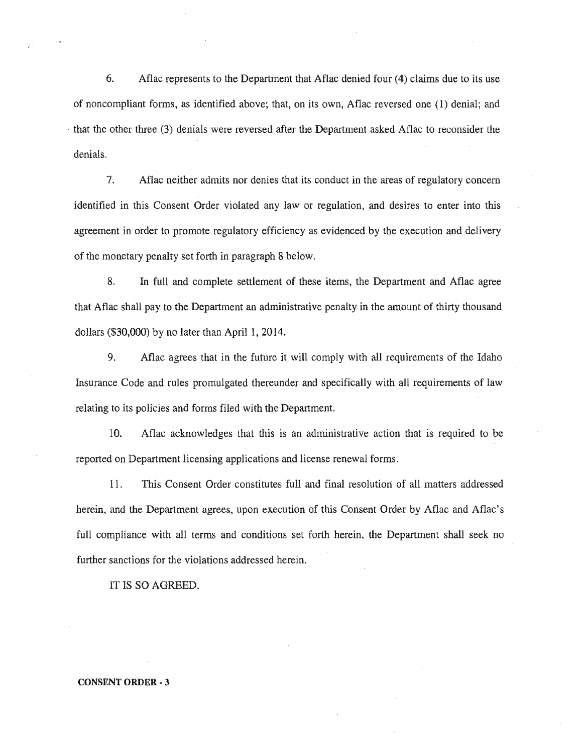6. Aflac represents to the Department that Aflac denied four (4) claims due to its use of noncompliant forms, as identified above; that, on its own, Aflac reversed one (1) denial; and that the other three (3) denials were reversed after the Department asked Aflac to reconsider the denials.

7. Aflac neither admits nor denies that its conduct in the areas of regulatory concern identified in this Consent Order violated any law or regulation, and desires to enter into this agreement in order to promote regulatory efficiency as evidenced by the execution and delivery of the monetary penalty set forth in paragraph 8 below.

8. In full and complete settlement of these items, the Department and Aflac agree that Aflac shall pay to the Department an administrative penalty in the amount of thirty thousand dollars ($30,000) by no later than April 1, 2014.

9. Aflac agrees that in the future it will comply with all requirements of the Idaho Insurance Code and rules promulgated thereunder and specifically with all requirements of law relating to its policies and forms filed with the Department.

10. Aflac acknowledges that this is an administrative action that is required to be reported on Department licensing applications and license renewal forms.

11. This Consent Order constitutes full and final resolution of all matters addressed herein, and the Department agrees, upon execution of this Consent Order by Aflac and Aflac's full compliance with all terms and conditions set forth herein, the Department shall seek no further sanctions for the violations addressed herein.

IT IS SO AGREED.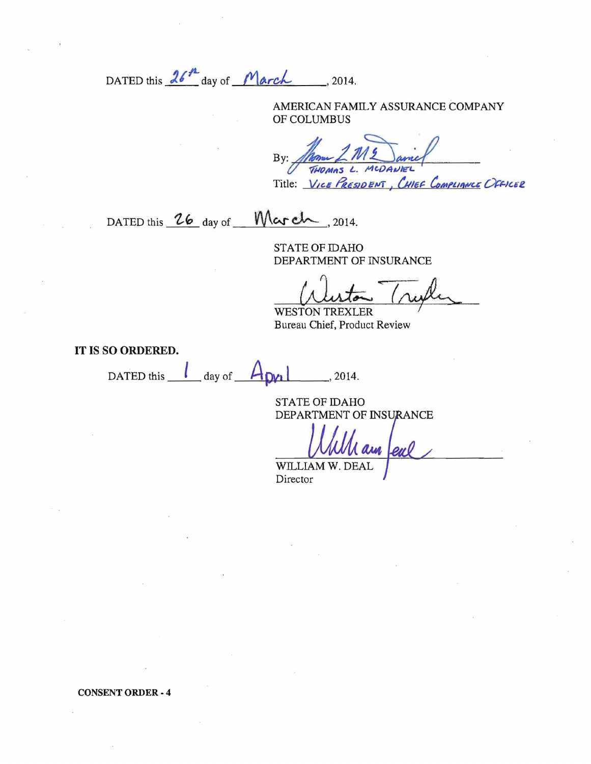DATED this 26th day of March, 2014.

AMERICAN FAMILY ASSURANCE COMPANY OF COLUMBUS

By: THOMAS L. MCDANIEL

Title: VICE PRESIDENT, CHIEF COMPLIANCE OFFICER

DATED this 26 day of March, 2014.

STATE OF IDAHO
DEPARTMENT OF INSURANCE

WESTON TREXLER
Bureau Chief, Product Review

**IT IS SO ORDERED.**

DATED this 1 day of April, 2014.

STATE OF IDAHO
DEPARTMENT OF INSURANCE

WILLIAM W. DEAL
Director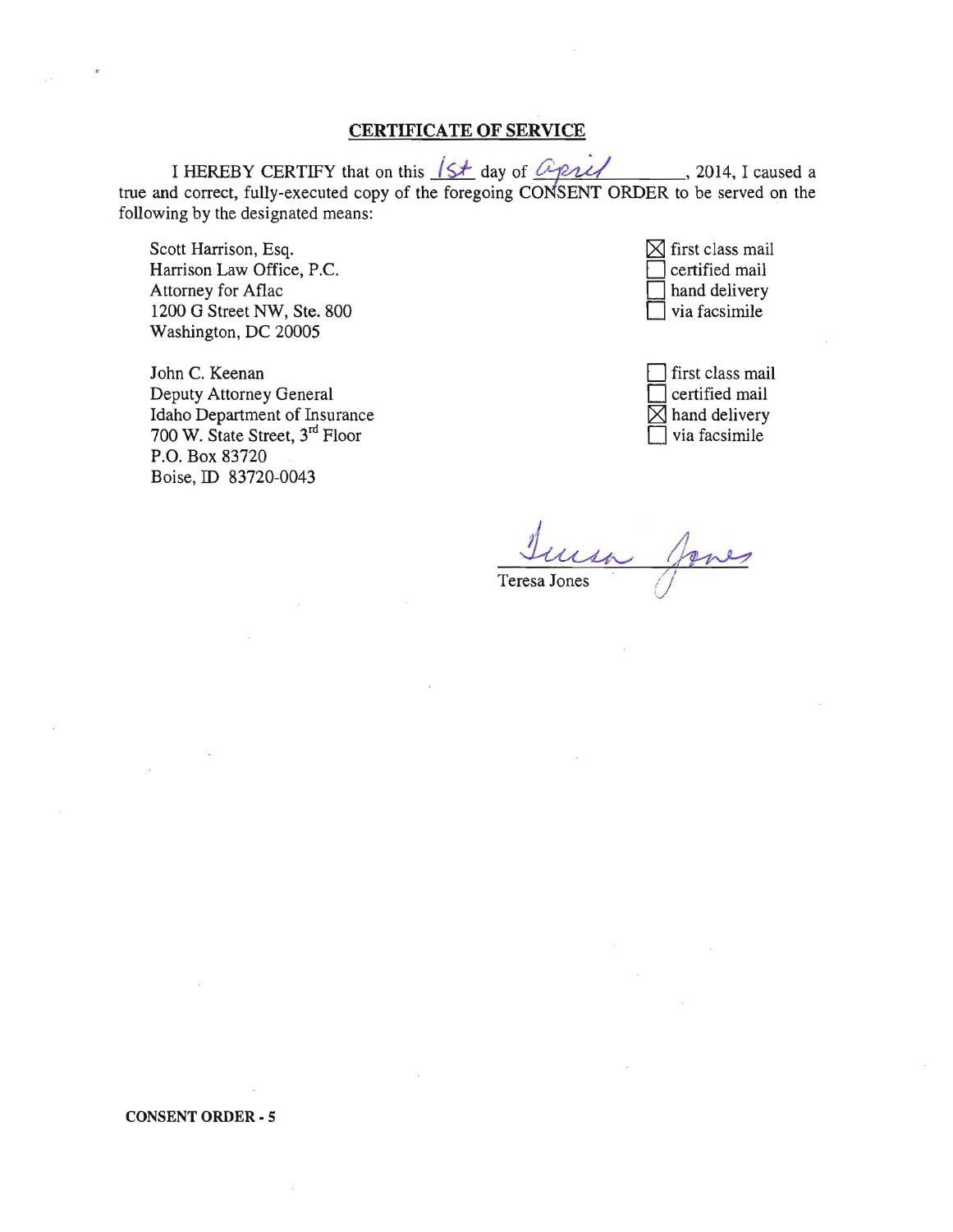**CERTIFICATE OF SERVICE**

I HEREBY CERTIFY that on this 1st day of April, 2014, I caused a true and correct, fully-executed copy of the foregoing CONSENT ORDER to be served on the following by the designated means:

Scott Harrison, Esq.
Harrison Law Office, P.C.
Attorney for Aflac
1200 G Street NW, Ste. 800
Washington, DC 20005

- [x] first class mail
- [ ] certified mail
- [ ] hand delivery
- [ ] via facsimile

John C. Keenan
Deputy Attorney General
Idaho Department of Insurance
700 W. State Street, 3rd Floor
P.O. Box 83720
Boise, ID 83720-0043

- [ ] first class mail
- [ ] certified mail
- [x] hand delivery
- [ ] via facsimile

Teresa Jones

CONSENT ORDER - 5